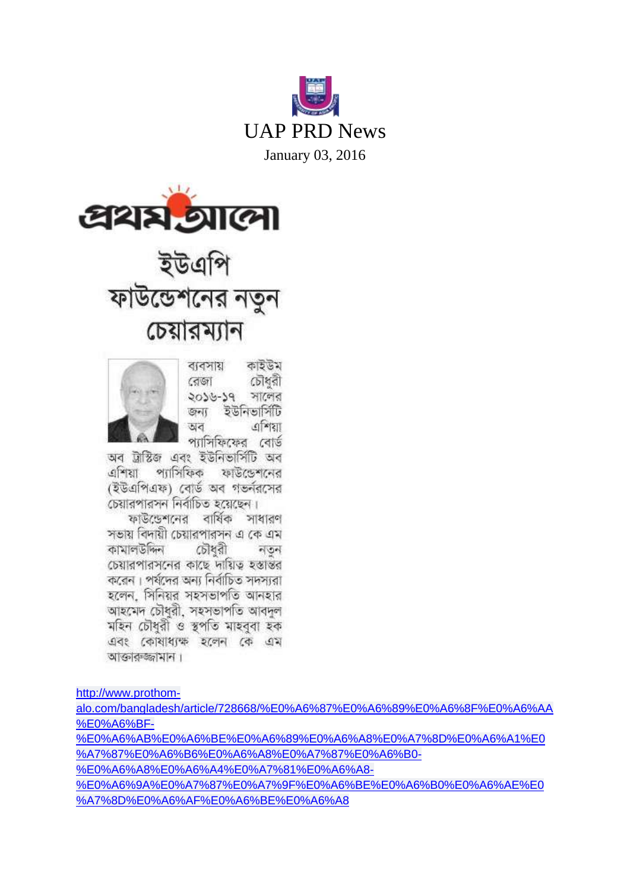# UAP PRD News

January 03, 2016

প্রথম আলো

## ইউএপি ফাউন্ডেশনের নতুন চেয়ারম্যান

ব্যবসায় কাইউম রেজা চৌধুরী ২০১৬-১৭ সালের জন্য ইউনিভার্সিটি অব এশিয়া প্যাসিফিকের বোর্ড অব ট্রাস্টিজ এবং ইউনিভার্সিটি অব এশিয়া প্যাসিফিক ফাউন্ডেশনের (ইউএপিএফ) বোর্ড অব গভর্নরসের চেয়ারপারসন নির্বাচিত হয়েছেন।

ফাউন্ডেশনের বার্ষিক সাধারণ সভায় বিদায়ী চেয়ারপারসন এ কে এম কামালউদ্দিন চৌধুরী নতুন চেয়ারপারসনের কাছে দায়িত্ব হস্তান্তর করেন। পর্ষদের অন্য নির্বাচিত সদস্যরা হলেন, সিনিয়র সহসভাপতি আনহার আহমেদ চৌধুরী, সহসভাপতি আবদুল মহিন চৌধুরী ও স্থপতি মাহবুবা হক এবং কোষাধ্যক্ষ হলেন কে এম আক্তারুজ্জামান।

[http://www.prothom-alo.com/bangladesh/article/728668/%E0%A6%87%E0%A6%89%E0%A6%8F%E0%A6%AA%E0%A6%BF-%E0%A6%AB%E0%A6%BE%E0%A6%89%E0%A6%A8%E0%A7%8D%E0%A6%A1%E0%A7%87%E0%A6%B6%E0%A6%A8%E0%A7%87%E0%A6%B0-%E0%A6%A8%E0%A6%A4%E0%A7%81%E0%A6%A8-%E0%A6%9A%E0%A7%87%E0%A7%9F%E0%A6%BE%E0%A6%B0%E0%A6%AE%E0%A7%8D%E0%A6%AF%E0%A6%BE%E0%A6%A8](http://www.prothom-alo.com/bangladesh/article/728668/%E0%A6%87%E0%A6%89%E0%A6%8F%E0%A6%AA%E0%A6%BF-%E0%A6%AB%E0%A6%BE%E0%A6%89%E0%A6%A8%E0%A7%8D%E0%A6%A1%E0%A7%87%E0%A6%B6%E0%A6%A8%E0%A7%87%E0%A6%B0-%E0%A6%A8%E0%A6%A4%E0%A7%81%E0%A6%A8-%E0%A6%9A%E0%A7%87%E0%A7%9F%E0%A6%BE%E0%A6%B0%E0%A6%AE%E0%A7%8D%E0%A6%AF%E0%A6%BE%E0%A6%A8)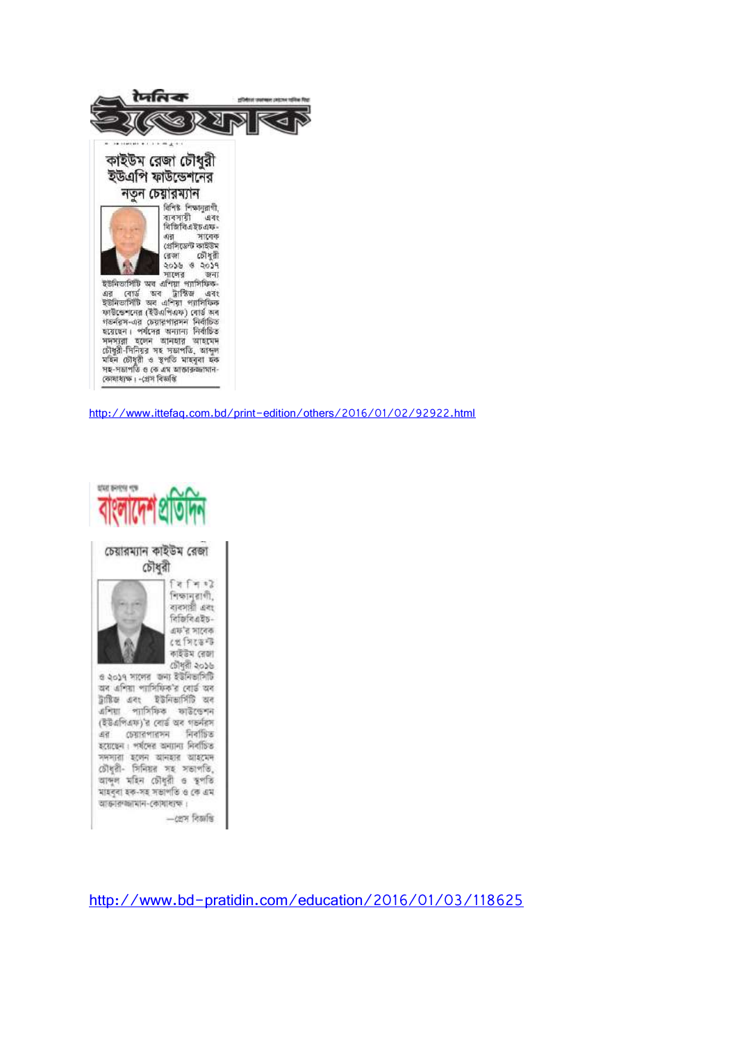# দৈনিক ইত্তেফাক

## কাইউম রেজা চৌধুরী ইউএপি ফাউন্ডেশনের নতুন চেয়ারম্যান

বিশিষ্ট শিক্ষানুরাগী, ব্যবসায়ী এবং বিজিবিএইচএফ-এর সাবেক প্রেসিডেন্ট কাইউম রেজা চৌধুরী ২০১৬ ও ২০১৭ সালের জন্য ইউনিভার্সিটি অব এশিয়া প্যাসিফিক-এর বোর্ড অব ট্রাস্টিজ এবং ইউনিভার্সিটি অব এশিয়া প্যাসিফিক ফাউন্ডেশনের (ইউএপিএফ) বোর্ড অব গভর্নরস-এর চেয়ারপারসন নির্বাচিত হয়েছেন। পর্ষদের অন্যান্য নির্বাচিত সদস্যরা হলেন আনহার আহমেদ চৌধুরী-সিনিয়র সহ সভাপতি, আব্দুল মহিন চৌধুরী ও স্থপতি মাহবুবা হক সহ-সভাপতি ও কে এম আক্তারুজ্জামান-কোষাধ্যক্ষ। -প্রেস বিজ্ঞপ্তি

http://www.ittefaq.com.bd/print-edition/others/2016/01/02/92922.html

# বাংলাদেশ প্রতিদিন

## চেয়ারম্যান কাইউম রেজা চৌধুরী

বিশিষ্ট শিক্ষানুরাগী, ব্যবসায়ী এবং বিজিবিএইচ-এফ'র সাবেক প্রেসিডেন্ট কাইউম রেজা চৌধুরী ২০১৬ ও ২০১৭ সালের জন্য ইউনিভার্সিটি অব এশিয়া প্যাসিফিক'র বোর্ড অব ট্রাস্টিজ এবং ইউনিভার্সিটি অব এশিয়া প্যাসিফিক ফাউন্ডেশন (ইউএপিএফ)'র বোর্ড অব গভর্নরস এর চেয়ারপারসন নির্বাচিত হয়েছেন। পর্ষদের অন্যান্য নির্বাচিত সদস্যরা হলেন আনহার আহমেদ চৌধুরী- সিনিয়র সহ সভাপতি, আব্দুল মহিন চৌধুরী ও স্থপতি মাহবুবা হক-সহ সভাপতি ও কে এম আক্তারুজ্জামান-কোষাধ্যক্ষ।

—প্রেস বিজ্ঞপ্তি

http://www.bd-pratidin.com/education/2016/01/03/118625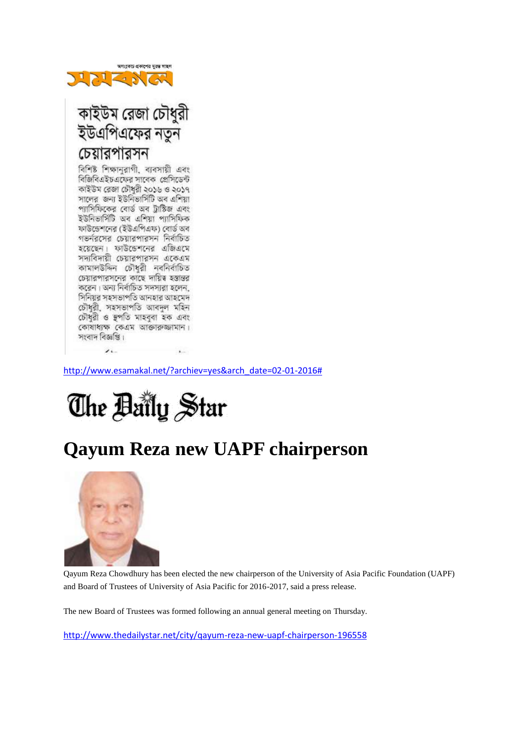সমকাল

# কাইউম রেজা চৌধুরী ইউএপিএফের নতুন চেয়ারপারসন

বিশিষ্ট শিক্ষানুরাগী, ব্যবসায়ী এবং বিজিবিএইচএফের সাবেক প্রেসিডেন্ট কাইউম রেজা চৌধুরী ২০১৬ ও ২০১৭ সালের জন্য ইউনিভার্সিটি অব এশিয়া প্যাসিফিকের বোর্ড অব ট্রাস্টিজ এবং ইউনিভার্সিটি অব এশিয়া প্যাসিফিক ফাউন্ডেশনের (ইউএপিএফ) বোর্ড অব গভর্নরসের চেয়ারপারসন নির্বাচিত হয়েছেন। ফাউন্ডেশনের এজিএমে সদ্যবিদায়ী চেয়ারপারসন একেএম কামালউদ্দিন চৌধুরী নবনির্বাচিত চেয়ারপারসনের কাছে দায়িত্ব হস্তান্তর করেন। অন্য নির্বাচিত সদস্যরা হলেন, সিনিয়র সহসভাপতি আনহার আহমেদ চৌধুরী, সহসভাপতি আবদুল মহিন চৌধুরী ও স্থপতি মাহবুবা হক এবং কোষাধ্যক্ষ কেএম আক্তারুজ্জামান। সংবাদ বিজ্ঞপ্তি।

http://www.esamakal.net/?archiev=yes&arch_date=02-01-2016#

The Daily Star

# Qayum Reza new UAPF chairperson

Qayum Reza Chowdhury has been elected the new chairperson of the University of Asia Pacific Foundation (UAPF) and Board of Trustees of University of Asia Pacific for 2016-2017, said a press release.

The new Board of Trustees was formed following an annual general meeting on Thursday.

http://www.thedailystar.net/city/qayum-reza-new-uapf-chairperson-196558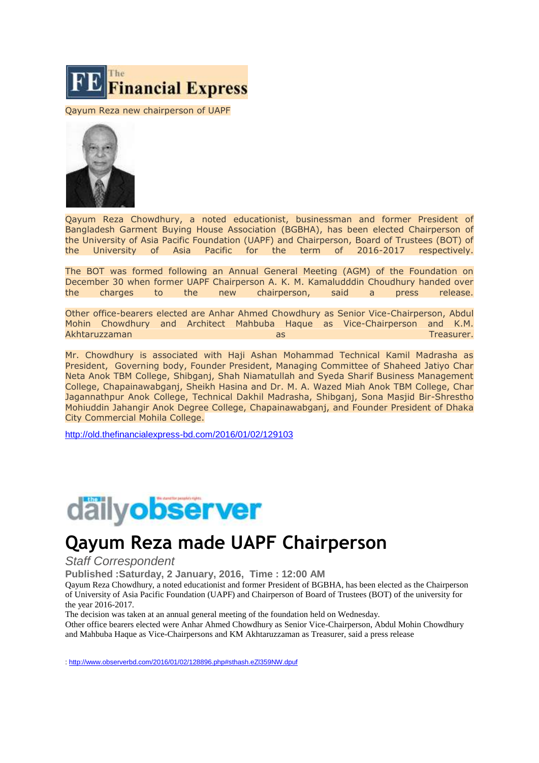The Financial Express

Qayum Reza new chairperson of UAPF

Qayum Reza Chowdhury, a noted educationist, businessman and former President of Bangladesh Garment Buying House Association (BGBHA), has been elected Chairperson of the University of Asia Pacific Foundation (UAPF) and Chairperson, Board of Trustees (BOT) of the University of Asia Pacific for the term of 2016-2017 respectively.

The BOT was formed following an Annual General Meeting (AGM) of the Foundation on December 30 when former UAPF Chairperson A. K. M. Kamaludddin Choudhury handed over the charges to the new chairperson, said a press release.

Other office-bearers elected are Anhar Ahmed Chowdhury as Senior Vice-Chairperson, Abdul Mohin Chowdhury and Architect Mahbuba Haque as Vice-Chairperson and K.M. Akhtaruzzaman as Treasurer.

Mr. Chowdhury is associated with Haji Ashan Mohammad Technical Kamil Madrasha as President, Governing body, Founder President, Managing Committee of Shaheed Jatiyo Char Neta Anok TBM College, Shibganj, Shah Niamatullah and Syeda Sharif Business Management College, Chapainawabganj, Sheikh Hasina and Dr. M. A. Wazed Miah Anok TBM College, Char Jagannathpur Anok College, Technical Dakhil Madrasha, Shibganj, Sona Masjid Bir-Shrestho Mohiuddin Jahangir Anok Degree College, Chapainawabganj, and Founder President of Dhaka City Commercial Mohila College.

http://old.thefinancialexpress-bd.com/2016/01/02/129103

dailyobserver

# Qayum Reza made UAPF Chairperson

*Staff Correspondent*

**Published :Saturday, 2 January, 2016, Time : 12:00 AM**

Qayum Reza Chowdhury, a noted educationist and former President of BGBHA, has been elected as the Chairperson of University of Asia Pacific Foundation (UAPF) and Chairperson of Board of Trustees (BOT) of the university for the year 2016-2017.

The decision was taken at an annual general meeting of the foundation held on Wednesday.

Other office bearers elected were Anhar Ahmed Chowdhury as Senior Vice-Chairperson, Abdul Mohin Chowdhury and Mahbuba Haque as Vice-Chairpersons and KM Akhtaruzzaman as Treasurer, said a press release

: http://www.observerbd.com/2016/01/02/128896.php#sthash.eZl359NW.dpuf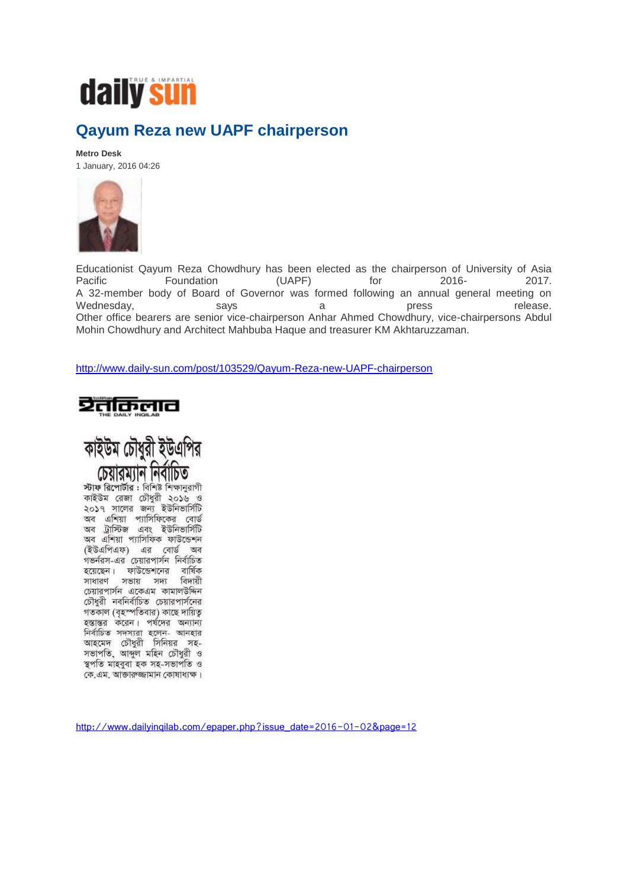daily sun

# Qayum Reza new UAPF chairperson

**Metro Desk**
1 January, 2016 04:26

Educationist Qayum Reza Chowdhury has been elected as the chairperson of University of Asia Pacific Foundation (UAPF) for 2016-2017.
A 32-member body of Board of Governor was formed following an annual general meeting on Wednesday, says a press release.
Other office bearers are senior vice-chairperson Anhar Ahmed Chowdhury, vice-chairpersons Abdul Mohin Chowdhury and Architect Mahbuba Haque and treasurer KM Akhtaruzzaman.

http://www.daily-sun.com/post/103529/Qayum-Reza-new-UAPF-chairperson

ইনকিলাব
THE DAILY INQILAB

# কাইউম চৌধুরী ইউএপির চেয়ারম্যান নির্বাচিত

**স্টাফ রিপোর্টার :** বিশিষ্ট শিক্ষানুরাগী কাইউম রেজা চৌধুরী ২০১৬ ও ২০১৭ সালের জন্য ইউনিভার্সিটি অব এশিয়া প্যাসিফিকের বোর্ড অব ট্রাস্টিজ এবং ইউনিভার্সিটি অব এশিয়া প্যাসিফিক ফাউন্ডেশন (ইউএপিএফ) এর বোর্ড অব গভর্নরস-এর চেয়ারপার্সন নির্বাচিত হয়েছেন। ফাউন্ডেশনের বার্ষিক সাধারণ সভায় সদ্য বিদায়ী চেয়ারপার্সন একেএম কামালউদ্দিন চৌধুরী নবনির্বাচিত চেয়ারপার্সনের গতকাল (বৃহস্পতিবার) কাছে দায়িত্ব হস্তান্তর করেন। পর্ষদের অন্যান্য নির্বাচিত সদস্যরা হলেন- আনহার আহমেদ চৌধুরী সিনিয়র সহ-সভাপতি, আব্দুল মহিন চৌধুরী ও স্থপতি মাহবুবা হক সহ-সভাপতি ও কে.এম. আক্তারুজ্জামান কোষাধ্যক্ষ।

http://www.dailyinqilab.com/epaper.php?issue_date=2016-01-02&page=12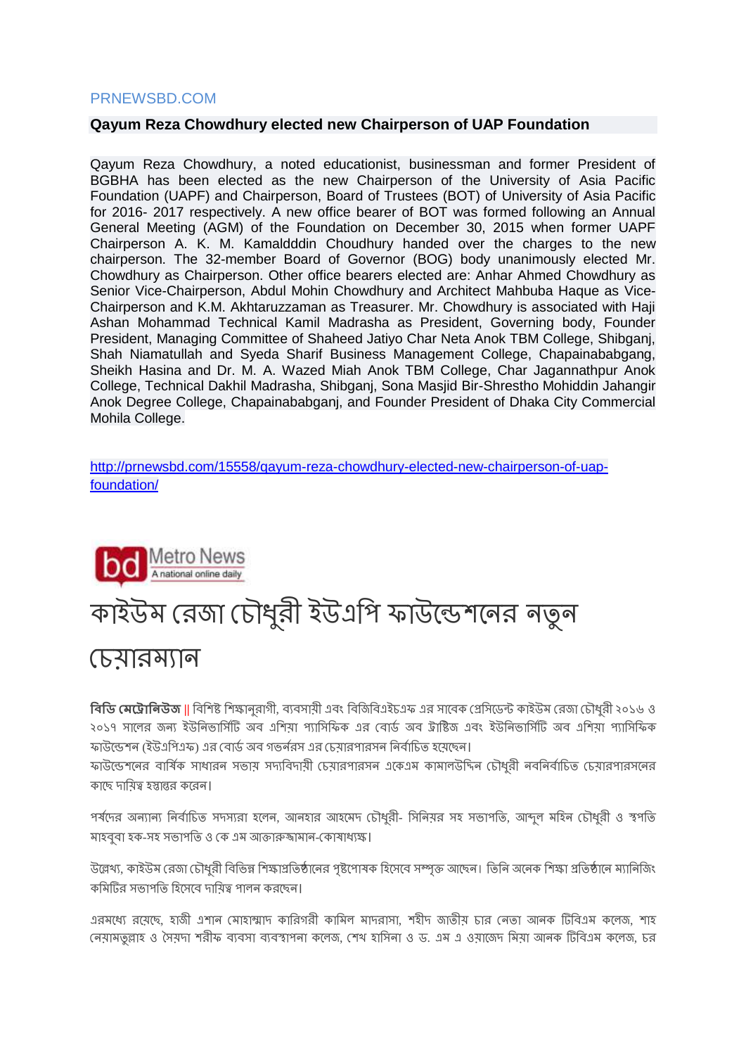PRNEWSBD.COM

## Qayum Reza Chowdhury elected new Chairperson of UAP Foundation

Qayum Reza Chowdhury, a noted educationist, businessman and former President of BGBHA has been elected as the new Chairperson of the University of Asia Pacific Foundation (UAPF) and Chairperson, Board of Trustees (BOT) of University of Asia Pacific for 2016- 2017 respectively. A new office bearer of BOT was formed following an Annual General Meeting (AGM) of the Foundation on December 30, 2015 when former UAPF Chairperson A. K. M. Kamaldddin Choudhury handed over the charges to the new chairperson. The 32-member Board of Governor (BOG) body unanimously elected Mr. Chowdhury as Chairperson. Other office bearers elected are: Anhar Ahmed Chowdhury as Senior Vice-Chairperson, Abdul Mohin Chowdhury and Architect Mahbuba Haque as Vice-Chairperson and K.M. Akhtaruzzaman as Treasurer. Mr. Chowdhury is associated with Haji Ashan Mohammad Technical Kamil Madrasha as President, Governing body, Founder President, Managing Committee of Shaheed Jatiyo Char Neta Anok TBM College, Shibganj, Shah Niamatullah and Syeda Sharif Business Management College, Chapainababgang, Sheikh Hasina and Dr. M. A. Wazed Miah Anok TBM College, Char Jagannathpur Anok College, Technical Dakhil Madrasha, Shibganj, Sona Masjid Bir-Shrestho Mohiddin Jahangir Anok Degree College, Chapainababganj, and Founder President of Dhaka City Commercial Mohila College.

http://prnewsbd.com/15558/qayum-reza-chowdhury-elected-new-chairperson-of-uap-foundation/

bd Metro News
A national online daily

# কাইউম রেজা চৌধুরী ইউএপি ফাউন্ডেশনের নতুন চেয়ারম্যান

**বিডি মেট্রোনিউজ** || বিশিষ্ট শিক্ষানুরাগী, ব্যবসায়ী এবং বিজিবিএইচএফ এর সাবেক প্রেসিডেন্ট কাইউম রেজা চৌধুরী ২০১৬ ও ২০১৭ সালের জন্য ইউনিভার্সিটি অব এশিয়া প্যাসিফিক এর বোর্ড অব ট্রাষ্টিজ এবং ইউনিভার্সিটি অব এশিয়া প্যাসিফিক ফাউন্ডেশন (ইউএপিএফ) এর বোর্ড অব গভর্নরস এর চেয়ারপারসন নির্বাচিত হয়েছেন।
ফাউন্ডেশনের বার্ষিক সাধারন সভায় সদ্যবিদায়ী চেয়ারপারসন একেএম কামালউদ্দিন চৌধুরী নবনির্বাচিত চেয়ারপারসনের কাছে দায়িত্ব হস্তান্তর করেন।

পর্ষদের অন্যান্য নির্বাচিত সদস্যরা হলেন, আনহার আহমেদ চৌধুরী- সিনিয়র সহ সভাপতি, আব্দুল মহিন চৌধুরী ও স্থপতি মাহবুবা হক-সহ সভাপতি ও কে এম আক্তারুজ্জামান-কোষাধ্যক্ষ।

উল্লেখ্য, কাইউম রেজা চৌধুরী বিভিন্ন শিক্ষাপ্রতিষ্ঠানের পৃষ্টপোষক হিসেবে সম্পৃক্ত আছেন। তিনি অনেক শিক্ষা প্রতিষ্ঠানে ম্যানিজিং কমিটির সভাপতি হিসেবে দায়িত্ব পালন করছেন।

এরমধ্যে রয়েছে, হাজী এশান মোহাম্মাদ কারিগরী কামিল মাদরাসা, শহীদ জাতীয় চার নেতা আনক টিবিএম কলেজ, শাহ নেয়ামতুল্লাহ ও সৈয়দা শরীফ ব্যবসা ব্যবস্থাপনা কলেজ, শেখ হাসিনা ও ড. এম এ ওয়াজেদ মিয়া আনক টিবিএম কলেজ, চর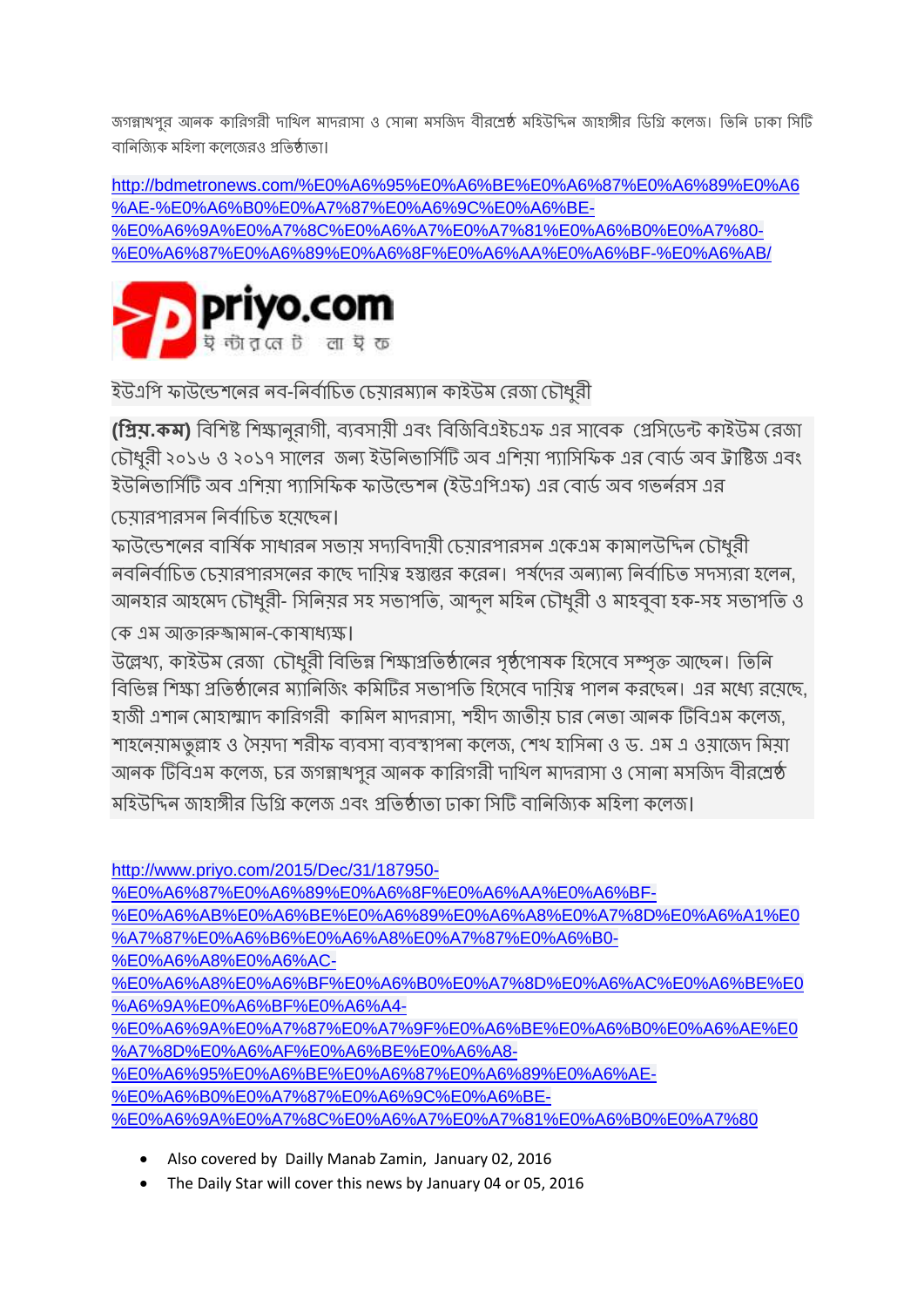জগন্নাথপুর আনক কারিগরী দাখিল মাদরাসা ও সোনা মসজিদ বীরশ্রেষ্ঠ মহিউদ্দিন জাহাঙ্গীর ডিগ্রি কলেজ। তিনি ঢাকা সিটি বানিজ্যিক মহিলা কলেজেরও প্রতিষ্ঠাতা।

http://bdmetronews.com/%E0%A6%95%E0%A6%BE%E0%A6%87%E0%A6%89%E0%A6%AE-%E0%A6%B0%E0%A7%87%E0%A6%9C%E0%A6%BE-%E0%A6%9A%E0%A7%8C%E0%A6%A7%E0%A7%81%E0%A6%B0%E0%A7%80-%E0%A6%87%E0%A6%89%E0%A6%8F%E0%A6%AA%E0%A6%BF-%E0%A6%AB/

priyo.com
ইন্টারনেট লাইফ

ইউএপি ফাউন্ডেশনের নব-নির্বাচিত চেয়ারম্যান কাইউম রেজা চৌধুরী

**(প্রিয়.কম)** বিশিষ্ট শিক্ষানুরাগী, ব্যবসায়ী এবং বিজিবিএইচএফ এর সাবেক প্রেসিডেন্ট কাইউম রেজা চৌধুরী ২০১৬ ও ২০১৭ সালের জন্য ইউনিভার্সিটি অব এশিয়া প্যাসিফিক এর বোর্ড অব ট্রাষ্টিজ এবং ইউনিভার্সিটি অব এশিয়া প্যাসিফিক ফাউন্ডেশন (ইউএপিএফ) এর বোর্ড অব গভর্নরস এর চেয়ারপারসন নির্বাচিত হয়েছেন।

ফাউন্ডেশনের বার্ষিক সাধারন সভায় সদ্যবিদায়ী চেয়ারপারসন একেএম কামালউদ্দিন চৌধুরী নবনির্বাচিত চেয়ারপারসনের কাছে দায়িত্ব হস্তান্তর করেন। পর্ষদের অন্যান্য নির্বাচিত সদস্যরা হলেন, আনহার আহমেদ চৌধুরী- সিনিয়র সহ সভাপতি, আব্দুল মহিন চৌধুরী ও মাহবুবা হক-সহ সভাপতি ও কে এম আক্তারুজ্জামান-কোষাধ্যক্ষ।

উল্লেখ্য, কাইউম রেজা চৌধুরী বিভিন্ন শিক্ষাপ্রতিষ্ঠানের পৃষ্ঠপোষক হিসেবে সম্পৃক্ত আছেন। তিনি বিভিন্ন শিক্ষা প্রতিষ্ঠানের ম্যানিজিং কমিটির সভাপতি হিসেবে দায়িত্ব পালন করছেন। এর মধ্যে রয়েছে, হাজী এশান মোহাম্মাদ কারিগরী কামিল মাদরাসা, শহীদ জাতীয় চার নেতা আনক টিবিএম কলেজ, শাহনেয়ামতুল্লাহ ও সৈয়দা শরীফ ব্যবসা ব্যবস্থাপনা কলেজ, শেখ হাসিনা ও ড. এম এ ওয়াজেদ মিয়া আনক টিবিএম কলেজ, চর জগন্নাথপুর আনক কারিগরী দাখিল মাদরাসা ও সোনা মসজিদ বীরশ্রেষ্ঠ মহিউদ্দিন জাহাঙ্গীর ডিগ্রি কলেজ এবং প্রতিষ্ঠাতা ঢাকা সিটি বানিজ্যিক মহিলা কলেজ।

http://www.priyo.com/2015/Dec/31/187950-%E0%A6%87%E0%A6%89%E0%A6%8F%E0%A6%AA%E0%A6%BF-%E0%A6%AB%E0%A6%BE%E0%A6%89%E0%A6%A8%E0%A7%8D%E0%A6%A1%E0%A7%87%E0%A6%B6%E0%A6%A8%E0%A7%87%E0%A6%B0-%E0%A6%A8%E0%A6%AC-%E0%A6%A8%E0%A6%BF%E0%A6%B0%E0%A7%8D%E0%A6%AC%E0%A6%BE%E0%A6%9A%E0%A6%BF%E0%A6%A4-%E0%A6%9A%E0%A7%87%E0%A7%9F%E0%A6%BE%E0%A6%B0%E0%A6%AE%E0%A7%8D%E0%A6%AF%E0%A6%BE%E0%A6%A8-%E0%A6%95%E0%A6%BE%E0%A6%87%E0%A6%89%E0%A6%AE-%E0%A6%B0%E0%A7%87%E0%A6%9C%E0%A6%BE-%E0%A6%9A%E0%A7%8C%E0%A6%A7%E0%A7%81%E0%A6%B0%E0%A7%80

- Also covered by Dailly Manab Zamin, January 02, 2016
- The Daily Star will cover this news by January 04 or 05, 2016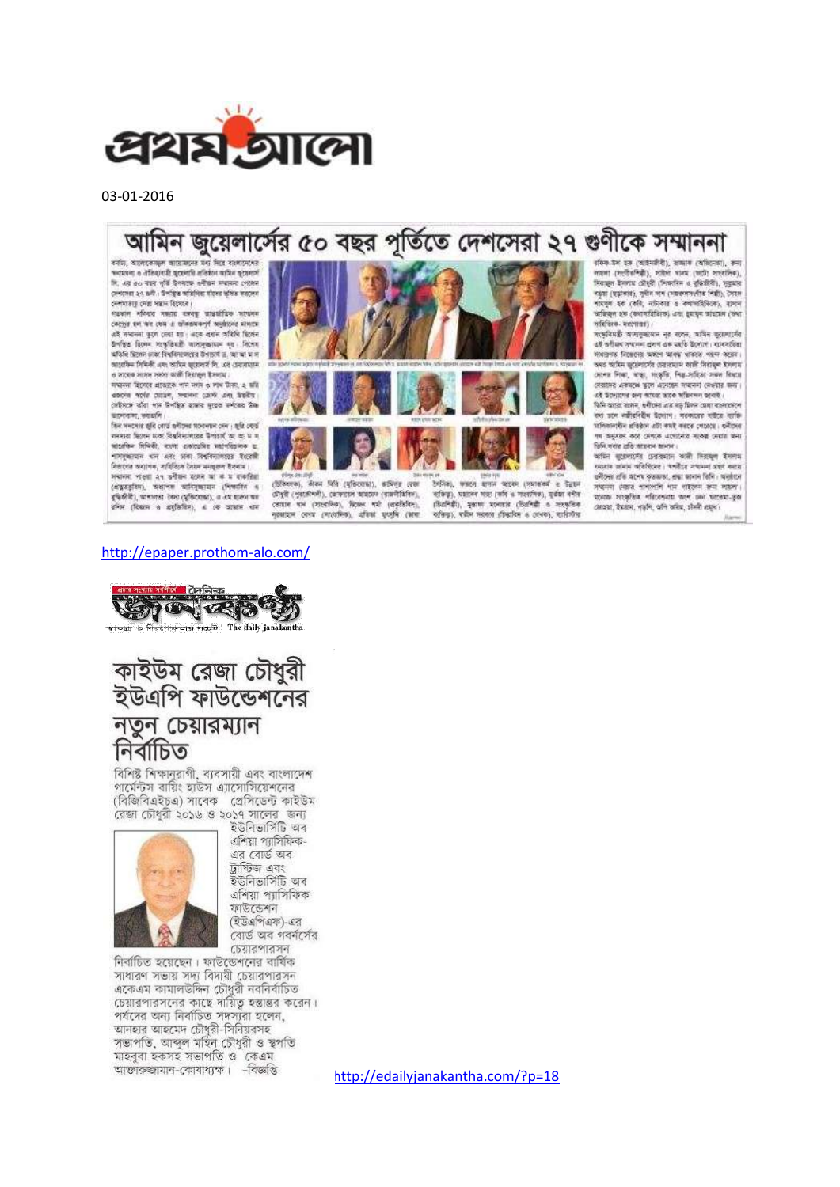প্রথম আলো

03-01-2016

# আমিন জুয়েলার্সের ৫০ বছর পূর্তিতে দেশসেরা ২৭ গুণীকে সম্মাননা

http://epaper.prothom-alo.com/

দৈনিক জনকণ্ঠ

The daily janakantha

# কাইউম রেজা চৌধুরী ইউএপি ফাউন্ডেশনের নতুন চেয়ারম্যান নির্বাচিত

বিশিষ্ট শিক্ষানুরাগী, ব্যবসায়ী এবং বাংলাদেশ গার্মেন্টস বায়িং হাউস এ্যাসোসিয়েশনের (বিজিবিএইচএ) সাবেক প্রেসিডেন্ট কাইউম রেজা চৌধুরী ২০১৬ ও ২০১৭ সালের জন্য ইউনিভার্সিটি অব এশিয়া প্যাসিফিক-এর বোর্ড অব ট্রাস্টিজ এবং ইউনিভার্সিটি অব এশিয়া প্যাসিফিক ফাউন্ডেশন (ইউএপিএফ)-এর বোর্ড অব গবর্নর্সের চেয়ারপারসন নির্বাচিত হয়েছেন। ফাউন্ডেশনের বার্ষিক সাধারণ সভায় সদ্য বিদায়ী চেয়ারপারসন একেএম কামালউদ্দিন চৌধুরী নবনির্বাচিত চেয়ারপারসনের কাছে দায়িত্ব হস্তান্তর করেন। পর্যদের অন্য নির্বাচিত সদস্যরা হলেন, আনহার আহমেদ চৌধুরী-সিনিয়রসহ সভাপতি, আব্দুল মহিন চৌধুরী ও স্থপতি মাহবুবা হকসহ সভাপতি ও কেএম আক্তারুজ্জামান-কোষাধ্যক্ষ। -বিজ্ঞপ্তি

http://edailyjanakantha.com/?p=18